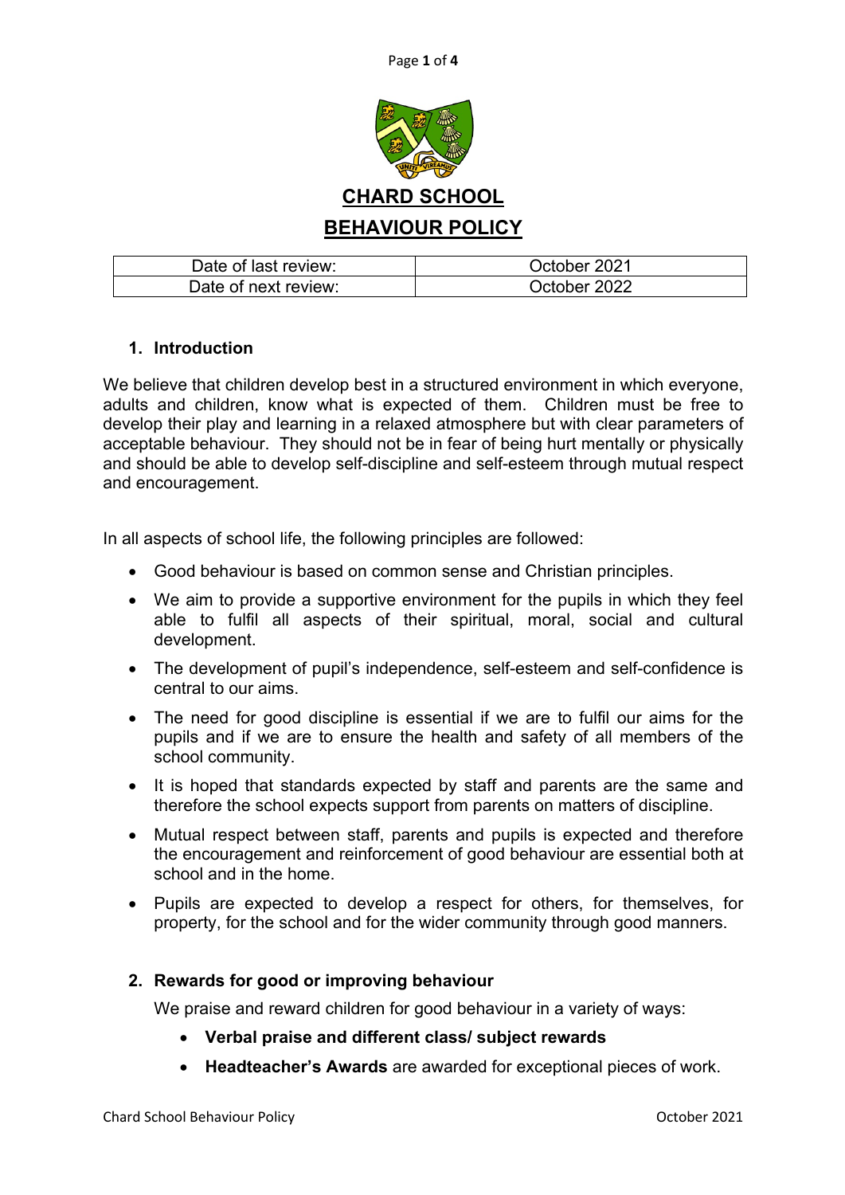# CHARD SCHOOL

# BEHAVIOUR POLICY

| Date of last review: | October 2021 |
|---|---|
| Date of next review: | October 2022 |

## 1. Introduction

We believe that children develop best in a structured environment in which everyone, adults and children, know what is expected of them. Children must be free to develop their play and learning in a relaxed atmosphere but with clear parameters of acceptable behaviour. They should not be in fear of being hurt mentally or physically and should be able to develop self-discipline and self-esteem through mutual respect and encouragement.

In all aspects of school life, the following principles are followed:

- Good behaviour is based on common sense and Christian principles.
- We aim to provide a supportive environment for the pupils in which they feel able to fulfil all aspects of their spiritual, moral, social and cultural development.
- The development of pupil's independence, self-esteem and self-confidence is central to our aims.
- The need for good discipline is essential if we are to fulfil our aims for the pupils and if we are to ensure the health and safety of all members of the school community.
- It is hoped that standards expected by staff and parents are the same and therefore the school expects support from parents on matters of discipline.
- Mutual respect between staff, parents and pupils is expected and therefore the encouragement and reinforcement of good behaviour are essential both at school and in the home.
- Pupils are expected to develop a respect for others, for themselves, for property, for the school and for the wider community through good manners.

## 2. Rewards for good or improving behaviour

We praise and reward children for good behaviour in a variety of ways:

- **Verbal praise and different class/ subject rewards**
- **Headteacher's Awards** are awarded for exceptional pieces of work.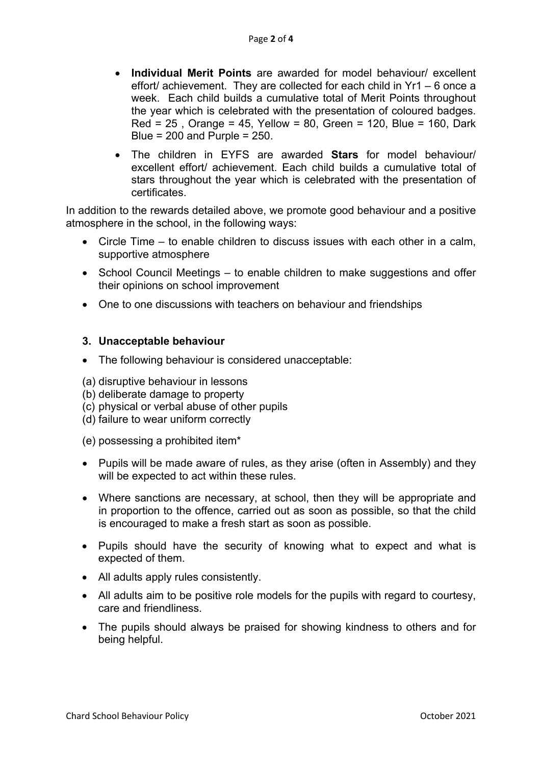- **Individual Merit Points** are awarded for model behaviour/ excellent effort/ achievement. They are collected for each child in Yr1 – 6 once a week. Each child builds a cumulative total of Merit Points throughout the year which is celebrated with the presentation of coloured badges. Red = 25 , Orange = 45, Yellow = 80, Green = 120, Blue = 160, Dark Blue = 200 and Purple = 250.
- The children in EYFS are awarded **Stars** for model behaviour/ excellent effort/ achievement. Each child builds a cumulative total of stars throughout the year which is celebrated with the presentation of certificates.

In addition to the rewards detailed above, we promote good behaviour and a positive atmosphere in the school, in the following ways:

- Circle Time – to enable children to discuss issues with each other in a calm, supportive atmosphere
- School Council Meetings – to enable children to make suggestions and offer their opinions on school improvement
- One to one discussions with teachers on behaviour and friendships

### 3. Unacceptable behaviour

- The following behaviour is considered unacceptable:

(a) disruptive behaviour in lessons
(b) deliberate damage to property
(c) physical or verbal abuse of other pupils
(d) failure to wear uniform correctly

(e) possessing a prohibited item*

- Pupils will be made aware of rules, as they arise (often in Assembly) and they will be expected to act within these rules.
- Where sanctions are necessary, at school, then they will be appropriate and in proportion to the offence, carried out as soon as possible, so that the child is encouraged to make a fresh start as soon as possible.
- Pupils should have the security of knowing what to expect and what is expected of them.
- All adults apply rules consistently.
- All adults aim to be positive role models for the pupils with regard to courtesy, care and friendliness.
- The pupils should always be praised for showing kindness to others and for being helpful.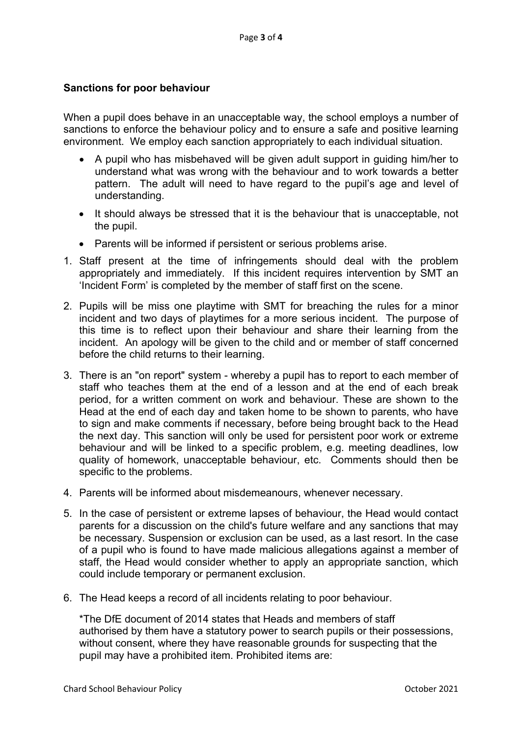## Sanctions for poor behaviour

When a pupil does behave in an unacceptable way, the school employs a number of sanctions to enforce the behaviour policy and to ensure a safe and positive learning environment. We employ each sanction appropriately to each individual situation.

- A pupil who has misbehaved will be given adult support in guiding him/her to understand what was wrong with the behaviour and to work towards a better pattern. The adult will need to have regard to the pupil's age and level of understanding.
- It should always be stressed that it is the behaviour that is unacceptable, not the pupil.
- Parents will be informed if persistent or serious problems arise.

1. Staff present at the time of infringements should deal with the problem appropriately and immediately. If this incident requires intervention by SMT an 'Incident Form' is completed by the member of staff first on the scene.
2. Pupils will be miss one playtime with SMT for breaching the rules for a minor incident and two days of playtimes for a more serious incident. The purpose of this time is to reflect upon their behaviour and share their learning from the incident. An apology will be given to the child and or member of staff concerned before the child returns to their learning.
3. There is an "on report" system - whereby a pupil has to report to each member of staff who teaches them at the end of a lesson and at the end of each break period, for a written comment on work and behaviour. These are shown to the Head at the end of each day and taken home to be shown to parents, who have to sign and make comments if necessary, before being brought back to the Head the next day. This sanction will only be used for persistent poor work or extreme behaviour and will be linked to a specific problem, e.g. meeting deadlines, low quality of homework, unacceptable behaviour, etc. Comments should then be specific to the problems.
4. Parents will be informed about misdemeanours, whenever necessary.
5. In the case of persistent or extreme lapses of behaviour, the Head would contact parents for a discussion on the child's future welfare and any sanctions that may be necessary. Suspension or exclusion can be used, as a last resort. In the case of a pupil who is found to have made malicious allegations against a member of staff, the Head would consider whether to apply an appropriate sanction, which could include temporary or permanent exclusion.
6. The Head keeps a record of all incidents relating to poor behaviour.

   *The DfE document of 2014 states that Heads and members of staff authorised by them have a statutory power to search pupils or their possessions, without consent, where they have reasonable grounds for suspecting that the pupil may have a prohibited item. Prohibited items are: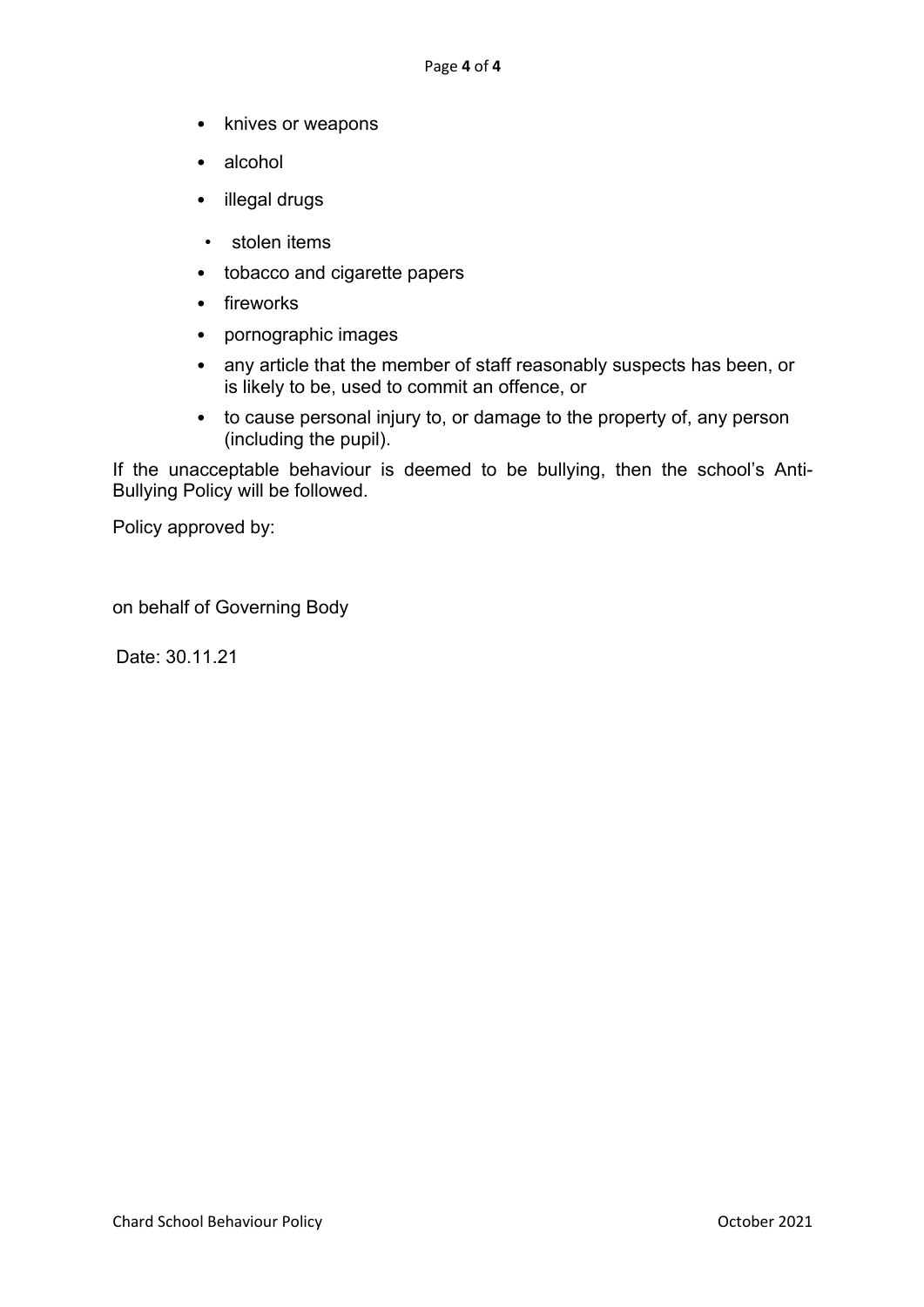- knives or weapons
- alcohol
- illegal drugs
- stolen items
- tobacco and cigarette papers
- fireworks
- pornographic images
- any article that the member of staff reasonably suspects has been, or is likely to be, used to commit an offence, or
- to cause personal injury to, or damage to the property of, any person (including the pupil).

If the unacceptable behaviour is deemed to be bullying, then the school's Anti-Bullying Policy will be followed.

Policy approved by:

on behalf of Governing Body

Date: 30.11.21